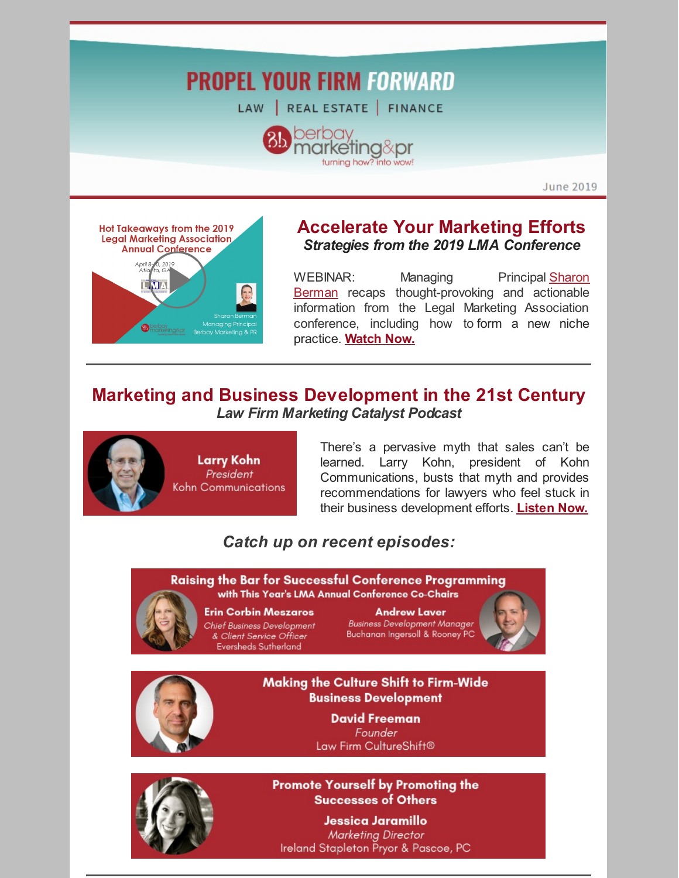# PROPEL YOUR FIRM FORWARD

LAW | REAL ESTATE | FINANCE

berbay marketing&pr

turning how? into wow!

June 2019

Hot Takeaways from the 2019 Legal Marketing Association Annual Conference

April 8-10, 2019
Atlanta, GA

Sharon Berman
Managing Principal
Berbay Marketing & PR

## Accelerate Your Marketing Efforts

### *Strategies from the 2019 LMA Conference*

WEBINAR: Managing Principal Sharon Berman recaps thought-provoking and actionable information from the Legal Marketing Association conference, including how to form a new niche practice. **Watch Now.**

---

## Marketing and Business Development in the 21st Century

### *Law Firm Marketing Catalyst Podcast*

**Larry Kohn**
*President*
Kohn Communications

There's a pervasive myth that sales can't be learned. Larry Kohn, president of Kohn Communications, busts that myth and provides recommendations for lawyers who feel stuck in their business development efforts. **Listen Now.**

### *Catch up on recent episodes:*

**Raising the Bar for Successful Conference Programming**
**with This Year's LMA Annual Conference Co-Chairs**

**Erin Corbin Meszaros**
*Chief Business Development & Client Service Officer*
Eversheds Sutherland

**Andrew Laver**
*Business Development Manager*
Buchanan Ingersoll & Rooney PC

**Making the Culture Shift to Firm-Wide Business Development**

**David Freeman**
*Founder*
Law Firm CultureShift®

**Promote Yourself by Promoting the Successes of Others**

**Jessica Jaramillo**
*Marketing Director*
Ireland Stapleton Pryor & Pascoe, PC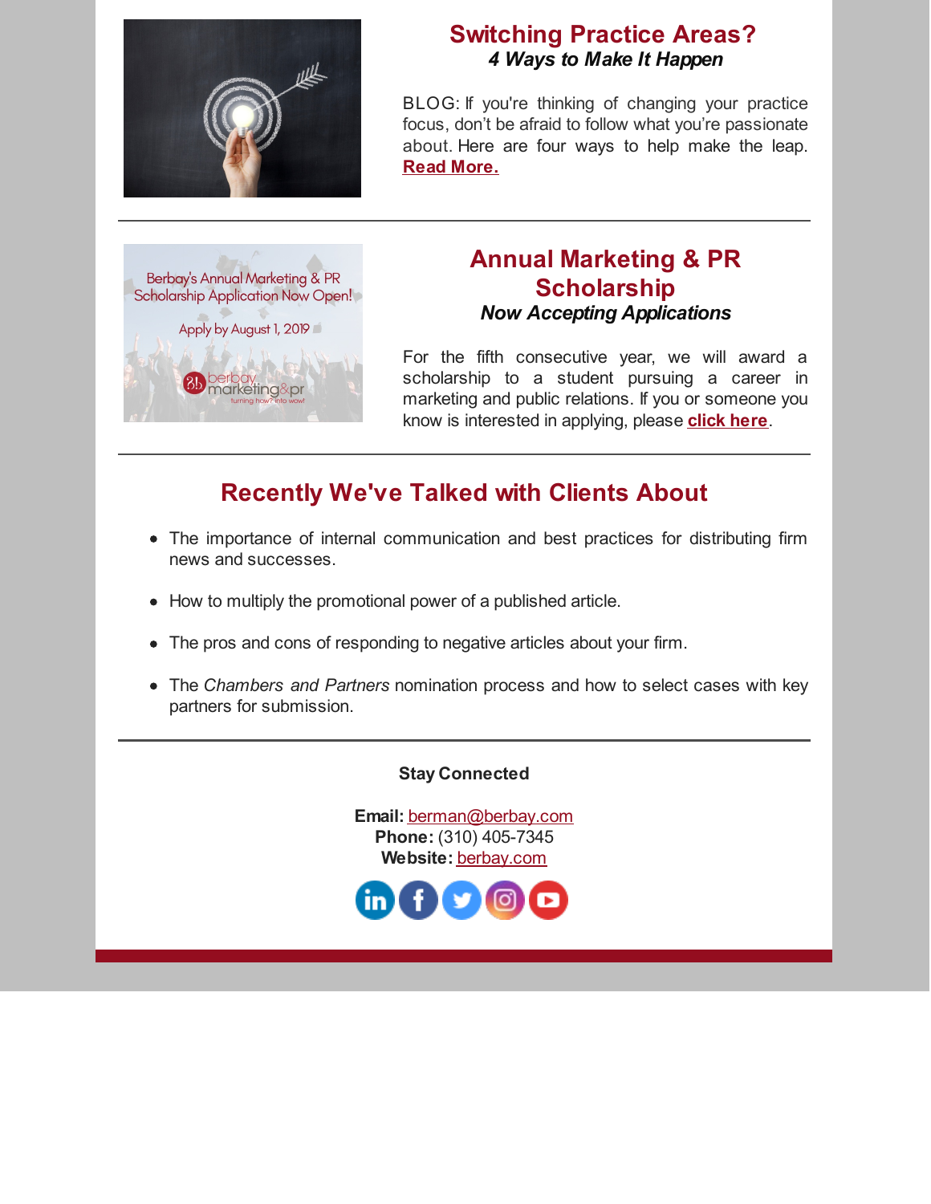## Switching Practice Areas?

***4 Ways to Make It Happen***

BLOG: If you're thinking of changing your practice focus, don't be afraid to follow what you're passionate about. Here are four ways to help make the leap. **Read More.**

---

## Annual Marketing & PR Scholarship

***Now Accepting Applications***

For the fifth consecutive year, we will award a scholarship to a student pursuing a career in marketing and public relations. If you or someone you know is interested in applying, please **click here**.

---

## Recently We've Talked with Clients About

- The importance of internal communication and best practices for distributing firm news and successes.
- How to multiply the promotional power of a published article.
- The pros and cons of responding to negative articles about your firm.
- The *Chambers and Partners* nomination process and how to select cases with key partners for submission.

---

**Stay Connected**

**Email:** berman@berbay.com
**Phone:** (310) 405-7345
**Website:** berbay.com